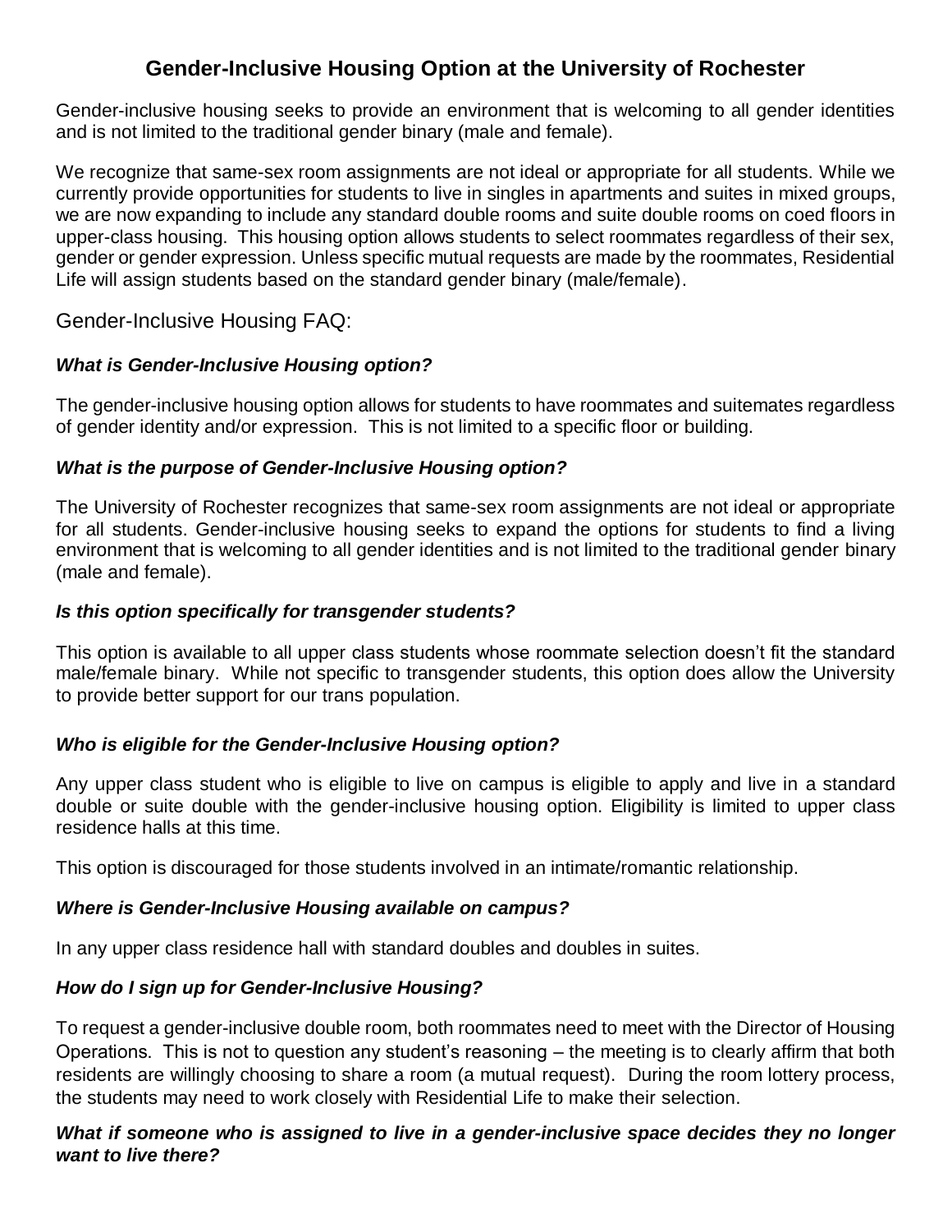# Gender-Inclusive Housing Option at the University of Rochester

Gender-inclusive housing seeks to provide an environment that is welcoming to all gender identities and is not limited to the traditional gender binary (male and female).

We recognize that same-sex room assignments are not ideal or appropriate for all students. While we currently provide opportunities for students to live in singles in apartments and suites in mixed groups, we are now expanding to include any standard double rooms and suite double rooms on coed floors in upper-class housing. This housing option allows students to select roommates regardless of their sex, gender or gender expression. Unless specific mutual requests are made by the roommates, Residential Life will assign students based on the standard gender binary (male/female).

## Gender-Inclusive Housing FAQ:

### *What is Gender-Inclusive Housing option?*

The gender-inclusive housing option allows for students to have roommates and suitemates regardless of gender identity and/or expression. This is not limited to a specific floor or building.

### *What is the purpose of Gender-Inclusive Housing option?*

The University of Rochester recognizes that same-sex room assignments are not ideal or appropriate for all students. Gender-inclusive housing seeks to expand the options for students to find a living environment that is welcoming to all gender identities and is not limited to the traditional gender binary (male and female).

### *Is this option specifically for transgender students?*

This option is available to all upper class students whose roommate selection doesn't fit the standard male/female binary. While not specific to transgender students, this option does allow the University to provide better support for our trans population.

### *Who is eligible for the Gender-Inclusive Housing option?*

Any upper class student who is eligible to live on campus is eligible to apply and live in a standard double or suite double with the gender-inclusive housing option. Eligibility is limited to upper class residence halls at this time.

This option is discouraged for those students involved in an intimate/romantic relationship.

### *Where is Gender-Inclusive Housing available on campus?*

In any upper class residence hall with standard doubles and doubles in suites.

### *How do I sign up for Gender-Inclusive Housing?*

To request a gender-inclusive double room, both roommates need to meet with the Director of Housing Operations. This is not to question any student's reasoning – the meeting is to clearly affirm that both residents are willingly choosing to share a room (a mutual request). During the room lottery process, the students may need to work closely with Residential Life to make their selection.

### *What if someone who is assigned to live in a gender-inclusive space decides they no longer want to live there?*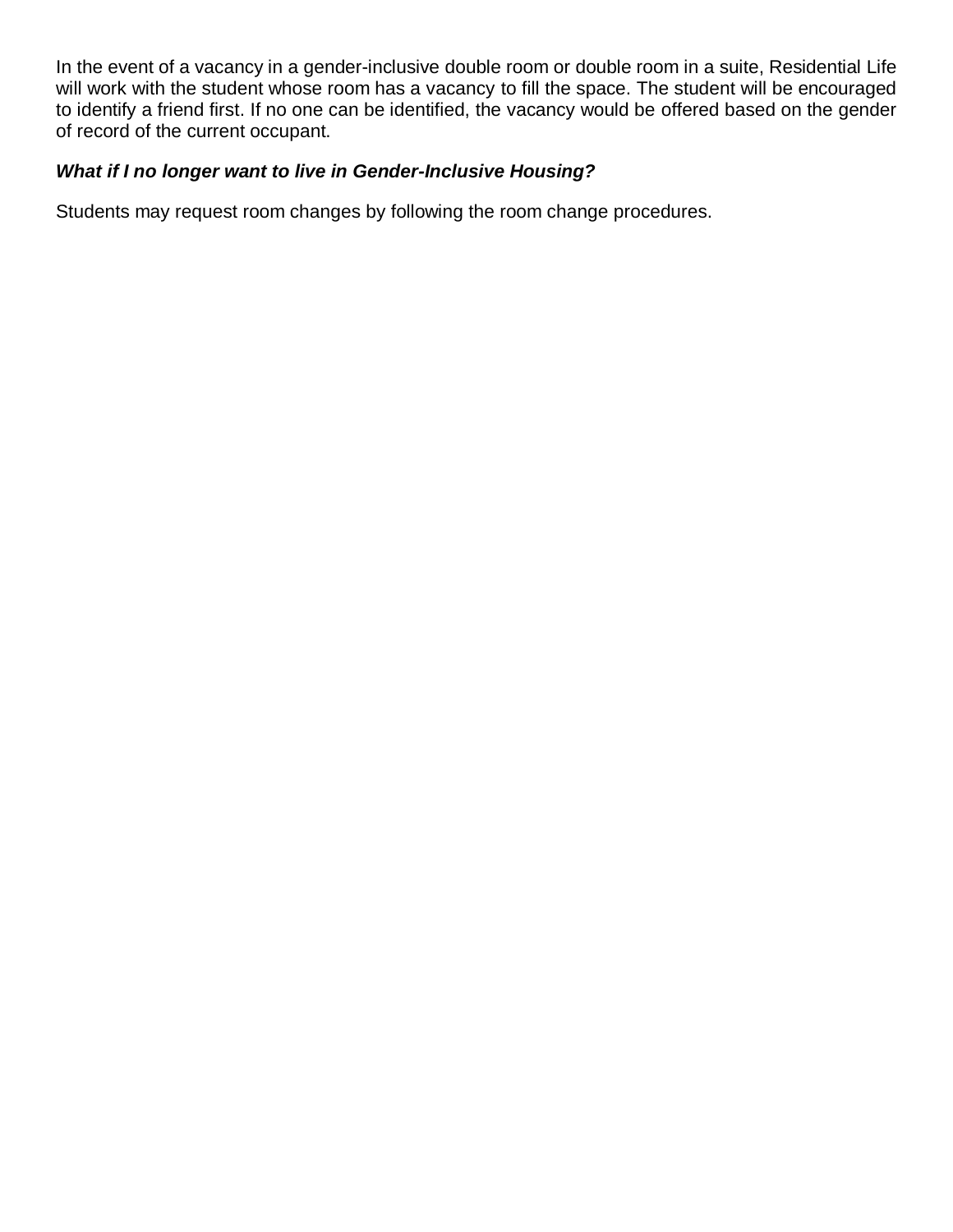In the event of a vacancy in a gender-inclusive double room or double room in a suite, Residential Life will work with the student whose room has a vacancy to fill the space. The student will be encouraged to identify a friend first. If no one can be identified, the vacancy would be offered based on the gender of record of the current occupant.

***What if I no longer want to live in Gender-Inclusive Housing?***

Students may request room changes by following the room change procedures.